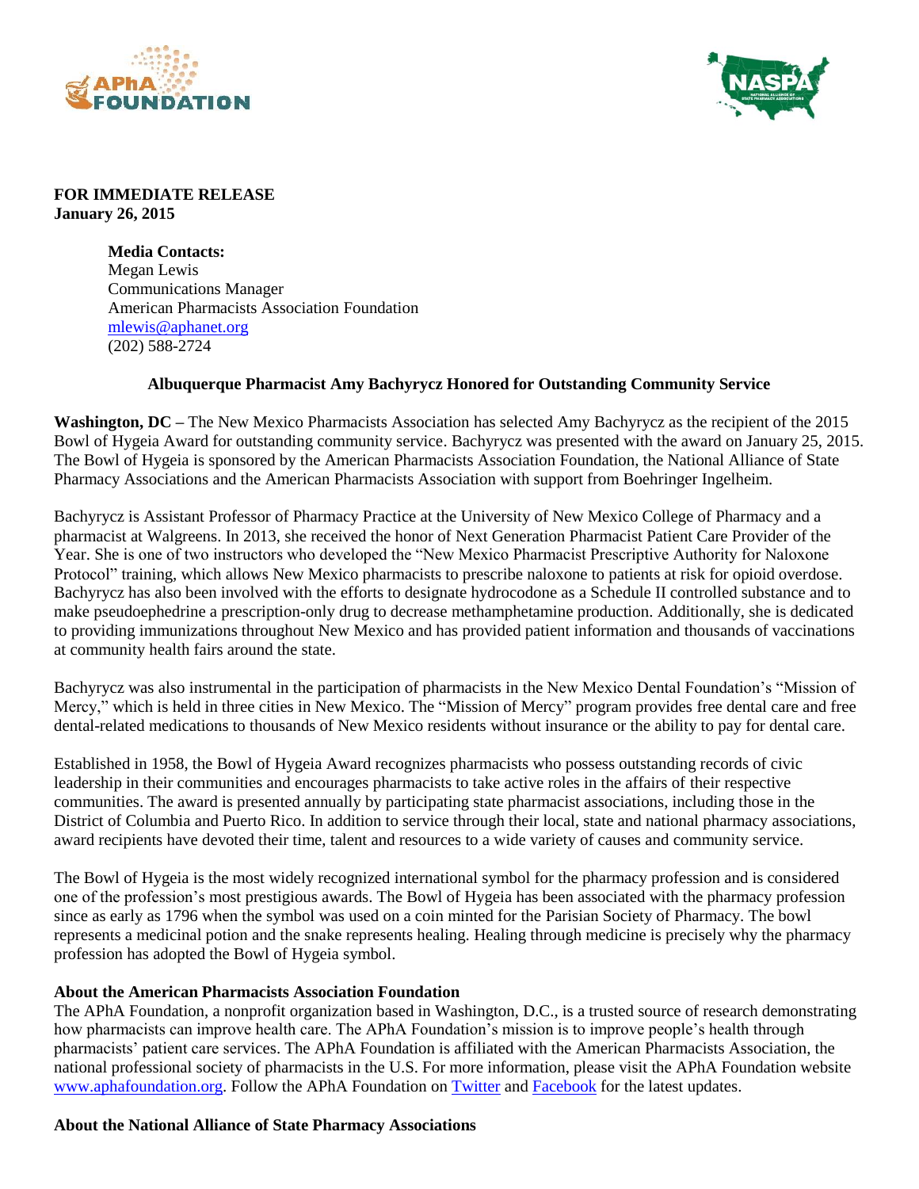**FOR IMMEDIATE RELEASE**
**January 26, 2015**

**Media Contacts:**
Megan Lewis
Communications Manager
American Pharmacists Association Foundation
mlewis@aphanet.org
(202) 588-2724

**Albuquerque Pharmacist Amy Bachyrycz Honored for Outstanding Community Service**

**Washington, DC –** The New Mexico Pharmacists Association has selected Amy Bachyrycz as the recipient of the 2015 Bowl of Hygeia Award for outstanding community service. Bachyrycz was presented with the award on January 25, 2015. The Bowl of Hygeia is sponsored by the American Pharmacists Association Foundation, the National Alliance of State Pharmacy Associations and the American Pharmacists Association with support from Boehringer Ingelheim.

Bachyrycz is Assistant Professor of Pharmacy Practice at the University of New Mexico College of Pharmacy and a pharmacist at Walgreens. In 2013, she received the honor of Next Generation Pharmacist Patient Care Provider of the Year. She is one of two instructors who developed the "New Mexico Pharmacist Prescriptive Authority for Naloxone Protocol" training, which allows New Mexico pharmacists to prescribe naloxone to patients at risk for opioid overdose. Bachyrycz has also been involved with the efforts to designate hydrocodone as a Schedule II controlled substance and to make pseudoephedrine a prescription-only drug to decrease methamphetamine production. Additionally, she is dedicated to providing immunizations throughout New Mexico and has provided patient information and thousands of vaccinations at community health fairs around the state.

Bachyrycz was also instrumental in the participation of pharmacists in the New Mexico Dental Foundation's "Mission of Mercy," which is held in three cities in New Mexico. The "Mission of Mercy" program provides free dental care and free dental-related medications to thousands of New Mexico residents without insurance or the ability to pay for dental care.

Established in 1958, the Bowl of Hygeia Award recognizes pharmacists who possess outstanding records of civic leadership in their communities and encourages pharmacists to take active roles in the affairs of their respective communities. The award is presented annually by participating state pharmacist associations, including those in the District of Columbia and Puerto Rico. In addition to service through their local, state and national pharmacy associations, award recipients have devoted their time, talent and resources to a wide variety of causes and community service.

The Bowl of Hygeia is the most widely recognized international symbol for the pharmacy profession and is considered one of the profession's most prestigious awards. The Bowl of Hygeia has been associated with the pharmacy profession since as early as 1796 when the symbol was used on a coin minted for the Parisian Society of Pharmacy. The bowl represents a medicinal potion and the snake represents healing. Healing through medicine is precisely why the pharmacy profession has adopted the Bowl of Hygeia symbol.

**About the American Pharmacists Association Foundation**
The APhA Foundation, a nonprofit organization based in Washington, D.C., is a trusted source of research demonstrating how pharmacists can improve health care. The APhA Foundation's mission is to improve people's health through pharmacists' patient care services. The APhA Foundation is affiliated with the American Pharmacists Association, the national professional society of pharmacists in the U.S. For more information, please visit the APhA Foundation website www.aphafoundation.org. Follow the APhA Foundation on Twitter and Facebook for the latest updates.

**About the National Alliance of State Pharmacy Associations**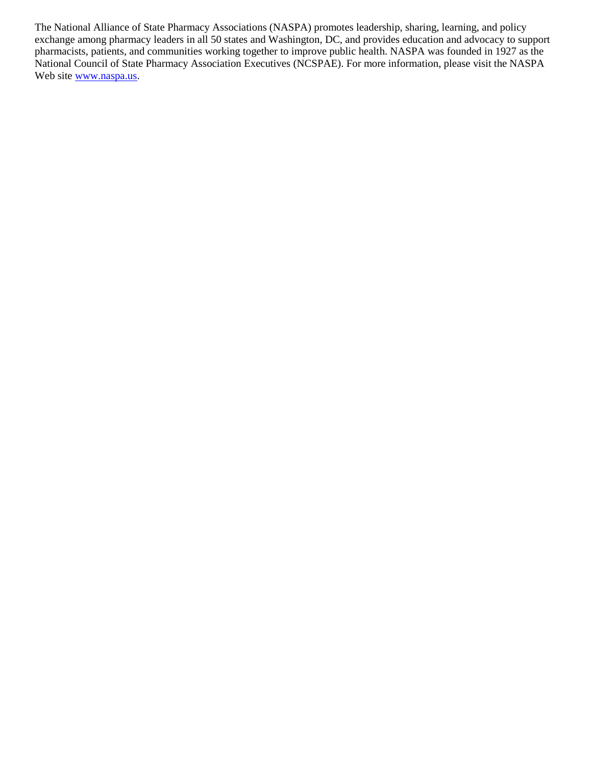The National Alliance of State Pharmacy Associations (NASPA) promotes leadership, sharing, learning, and policy exchange among pharmacy leaders in all 50 states and Washington, DC, and provides education and advocacy to support pharmacists, patients, and communities working together to improve public health. NASPA was founded in 1927 as the National Council of State Pharmacy Association Executives (NCSPAE). For more information, please visit the NASPA Web site [www.naspa.us](http://www.naspa.us).